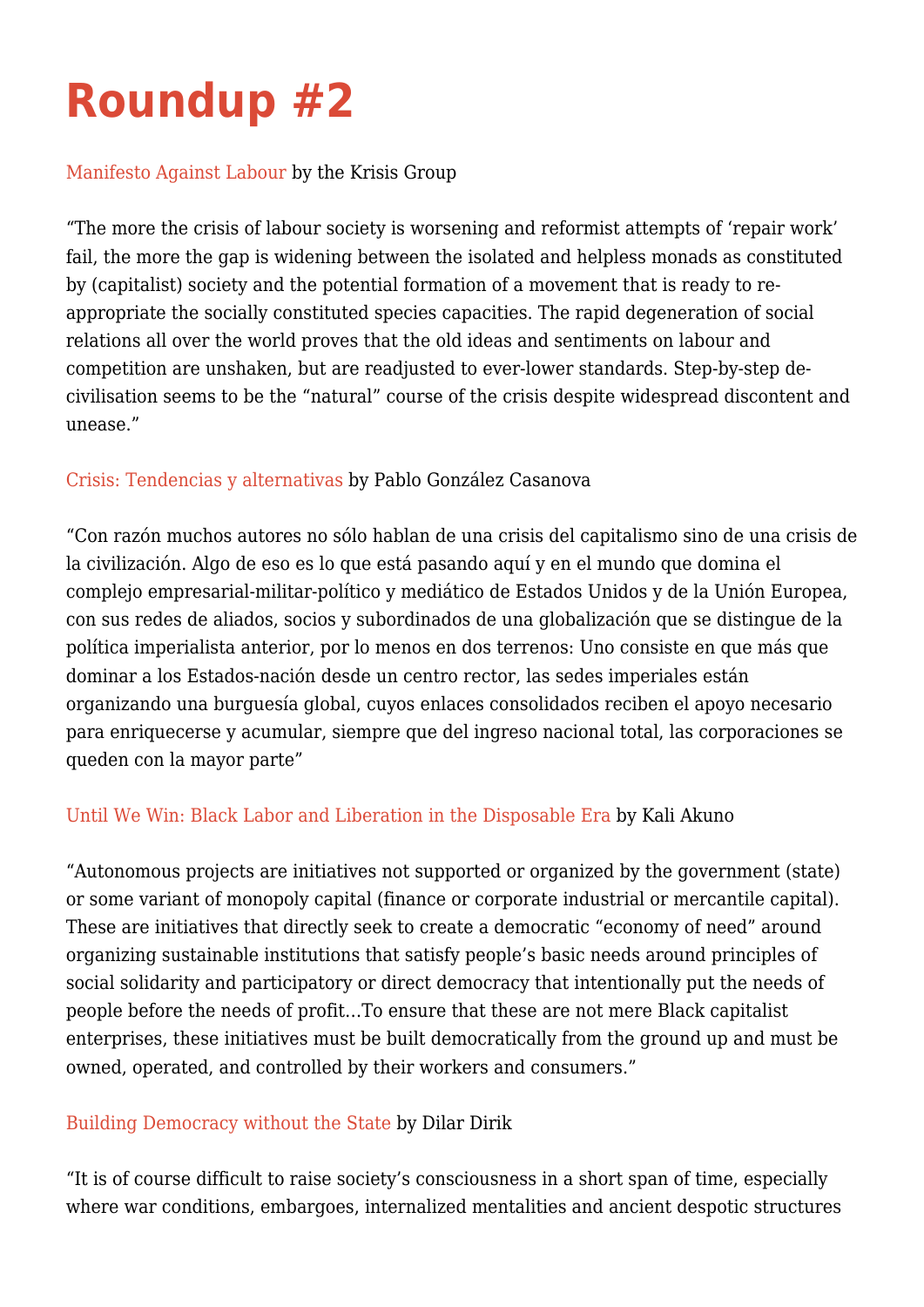# Roundup #2

Manifesto Against Labour by the Krisis Group

"The more the crisis of labour society is worsening and reformist attempts of 'repair work' fail, the more the gap is widening between the isolated and helpless monads as constituted by (capitalist) society and the potential formation of a movement that is ready to re-appropriate the socially constituted species capacities. The rapid degeneration of social relations all over the world proves that the old ideas and sentiments on labour and competition are unshaken, but are readjusted to ever-lower standards. Step-by-step de-civilisation seems to be the "natural" course of the crisis despite widespread discontent and unease."

Crisis: Tendencias y alternativas by Pablo González Casanova

"Con razón muchos autores no sólo hablan de una crisis del capitalismo sino de una crisis de la civilización. Algo de eso es lo que está pasando aquí y en el mundo que domina el complejo empresarial-militar-político y mediático de Estados Unidos y de la Unión Europea, con sus redes de aliados, socios y subordinados de una globalización que se distingue de la política imperialista anterior, por lo menos en dos terrenos: Uno consiste en que más que dominar a los Estados-nación desde un centro rector, las sedes imperiales están organizando una burguesía global, cuyos enlaces consolidados reciben el apoyo necesario para enriquecerse y acumular, siempre que del ingreso nacional total, las corporaciones se queden con la mayor parte"

Until We Win: Black Labor and Liberation in the Disposable Era by Kali Akuno

"Autonomous projects are initiatives not supported or organized by the government (state) or some variant of monopoly capital (finance or corporate industrial or mercantile capital). These are initiatives that directly seek to create a democratic "economy of need" around organizing sustainable institutions that satisfy people's basic needs around principles of social solidarity and participatory or direct democracy that intentionally put the needs of people before the needs of profit…To ensure that these are not mere Black capitalist enterprises, these initiatives must be built democratically from the ground up and must be owned, operated, and controlled by their workers and consumers."

Building Democracy without the State by Dilar Dirik

"It is of course difficult to raise society's consciousness in a short span of time, especially where war conditions, embargoes, internalized mentalities and ancient despotic structures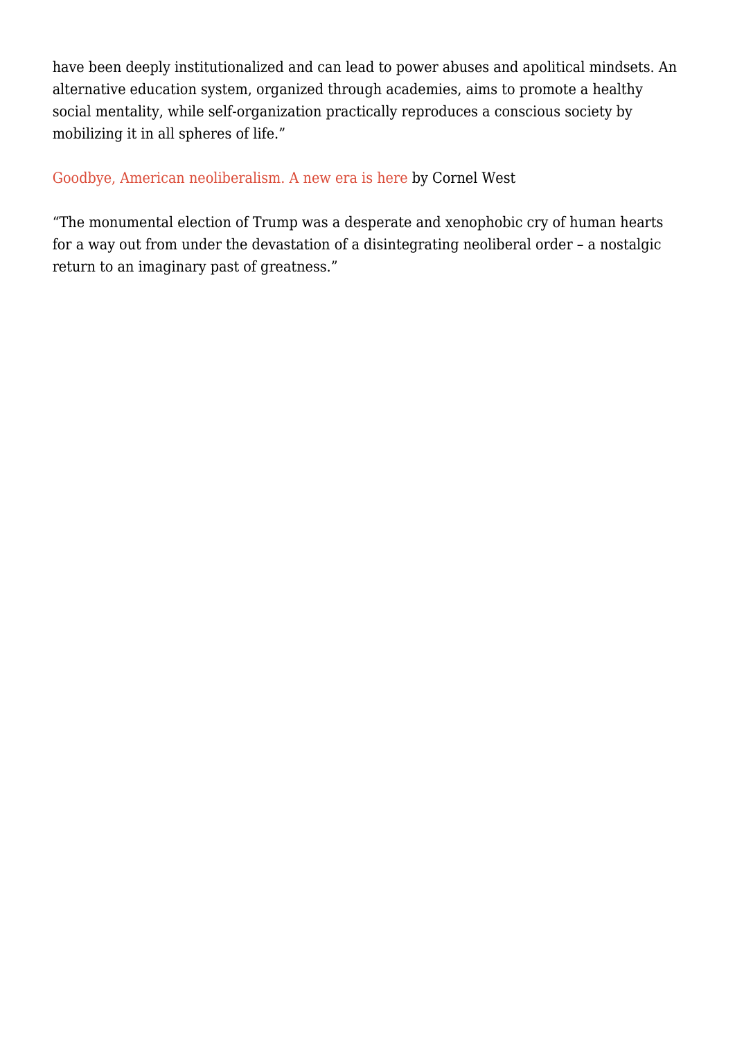have been deeply institutionalized and can lead to power abuses and apolitical mindsets. An alternative education system, organized through academies, aims to promote a healthy social mentality, while self-organization practically reproduces a conscious society by mobilizing it in all spheres of life."

Goodbye, American neoliberalism. A new era is here by Cornel West

"The monumental election of Trump was a desperate and xenophobic cry of human hearts for a way out from under the devastation of a disintegrating neoliberal order – a nostalgic return to an imaginary past of greatness."